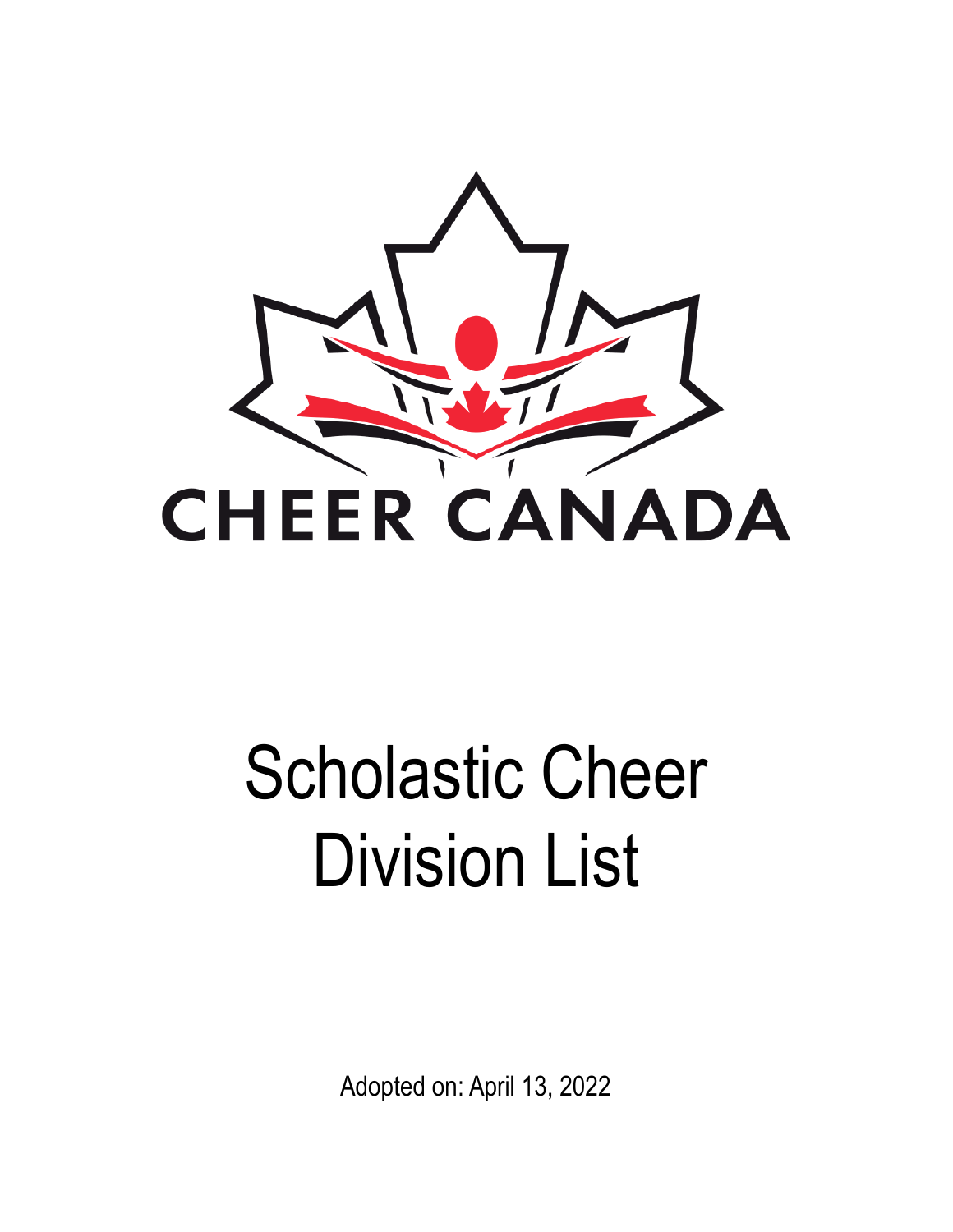CHEER CANADA

# Scholastic Cheer Division List

Adopted on: April 13, 2022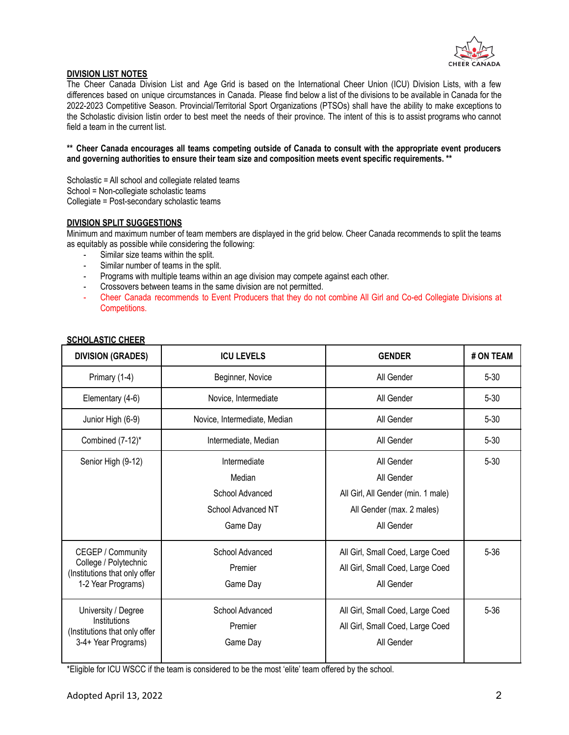## DIVISION LIST NOTES

The Cheer Canada Division List and Age Grid is based on the International Cheer Union (ICU) Division Lists, with a few differences based on unique circumstances in Canada. Please find below a list of the divisions to be available in Canada for the 2022-2023 Competitive Season. Provincial/Territorial Sport Organizations (PTSOs) shall have the ability to make exceptions to the Scholastic division listin order to best meet the needs of their province. The intent of this is to assist programs who cannot field a team in the current list.

**** Cheer Canada encourages all teams competing outside of Canada to consult with the appropriate event producers and governing authorities to ensure their team size and composition meets event specific requirements. ****

Scholastic = All school and collegiate related teams
School = Non-collegiate scholastic teams
Collegiate = Post-secondary scholastic teams

## DIVISION SPLIT SUGGESTIONS

Minimum and maximum number of team members are displayed in the grid below. Cheer Canada recommends to split the teams as equitably as possible while considering the following:

- Similar size teams within the split.
- Similar number of teams in the split.
- Programs with multiple teams within an age division may compete against each other.
- Crossovers between teams in the same division are not permitted.
- Cheer Canada recommends to Event Producers that they do not combine All Girl and Co-ed Collegiate Divisions at Competitions.

## SCHOLASTIC CHEER

| DIVISION (GRADES) | ICU LEVELS | GENDER | # ON TEAM |
|---|---|---|---|
| Primary (1-4) | Beginner, Novice | All Gender | 5-30 |
| Elementary (4-6) | Novice, Intermediate | All Gender | 5-30 |
| Junior High (6-9) | Novice, Intermediate, Median | All Gender | 5-30 |
| Combined (7-12)* | Intermediate, Median | All Gender | 5-30 |
| Senior High (9-12) | Intermediate<br>Median<br>School Advanced<br>School Advanced NT<br>Game Day | All Gender<br>All Gender<br>All Girl, All Gender (min. 1 male)<br>All Gender (max. 2 males)<br>All Gender | 5-30 |
| CEGEP / Community College / Polytechnic (Institutions that only offer 1-2 Year Programs) | School Advanced<br>Premier<br>Game Day | All Girl, Small Coed, Large Coed<br>All Girl, Small Coed, Large Coed<br>All Gender | 5-36 |
| University / Degree Institutions (Institutions that only offer 3-4+ Year Programs) | School Advanced<br>Premier<br>Game Day | All Girl, Small Coed, Large Coed<br>All Girl, Small Coed, Large Coed<br>All Gender | 5-36 |

*Eligible for ICU WSCC if the team is considered to be the most 'elite' team offered by the school.

Adopted April 13, 2022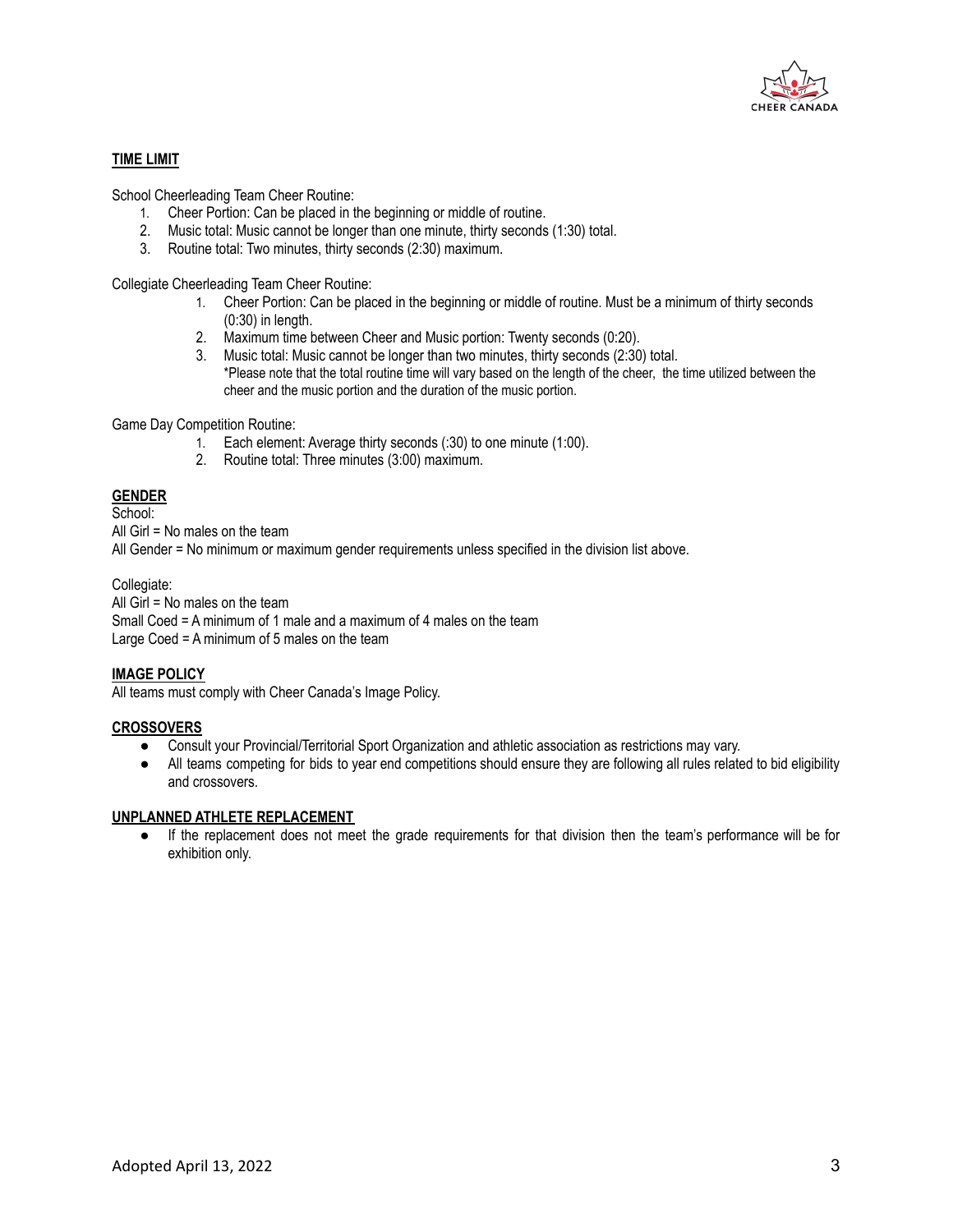**TIME LIMIT**

School Cheerleading Team Cheer Routine:

1. Cheer Portion: Can be placed in the beginning or middle of routine.
2. Music total: Music cannot be longer than one minute, thirty seconds (1:30) total.
3. Routine total: Two minutes, thirty seconds (2:30) maximum.

Collegiate Cheerleading Team Cheer Routine:

1. Cheer Portion: Can be placed in the beginning or middle of routine. Must be a minimum of thirty seconds (0:30) in length.
2. Maximum time between Cheer and Music portion: Twenty seconds (0:20).
3. Music total: Music cannot be longer than two minutes, thirty seconds (2:30) total.
   *Please note that the total routine time will vary based on the length of the cheer, the time utilized between the cheer and the music portion and the duration of the music portion.

Game Day Competition Routine:

1. Each element: Average thirty seconds (:30) to one minute (1:00).
2. Routine total: Three minutes (3:00) maximum.

**GENDER**

School:
All Girl = No males on the team
All Gender = No minimum or maximum gender requirements unless specified in the division list above.

Collegiate:
All Girl = No males on the team
Small Coed = A minimum of 1 male and a maximum of 4 males on the team
Large Coed = A minimum of 5 males on the team

**IMAGE POLICY**

All teams must comply with Cheer Canada's Image Policy.

**CROSSOVERS**

- Consult your Provincial/Territorial Sport Organization and athletic association as restrictions may vary.
- All teams competing for bids to year end competitions should ensure they are following all rules related to bid eligibility and crossovers.

**UNPLANNED ATHLETE REPLACEMENT**

- If the replacement does not meet the grade requirements for that division then the team's performance will be for exhibition only.

Adopted April 13, 2022